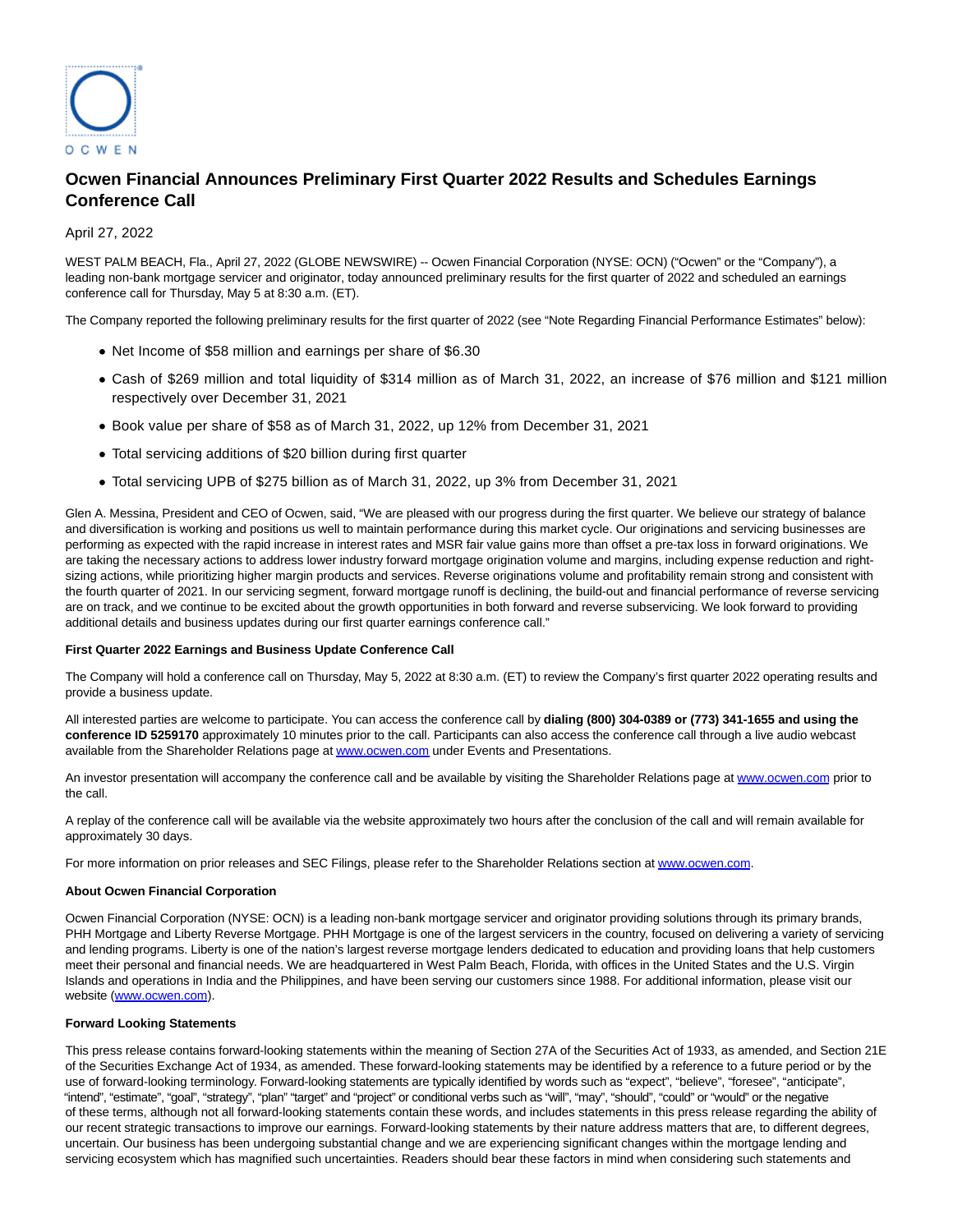OCWEN

# Ocwen Financial Announces Preliminary First Quarter 2022 Results and Schedules Earnings Conference Call

April 27, 2022

WEST PALM BEACH, Fla., April 27, 2022 (GLOBE NEWSWIRE) -- Ocwen Financial Corporation (NYSE: OCN) ("Ocwen" or the "Company"), a leading non-bank mortgage servicer and originator, today announced preliminary results for the first quarter of 2022 and scheduled an earnings conference call for Thursday, May 5 at 8:30 a.m. (ET).

The Company reported the following preliminary results for the first quarter of 2022 (see "Note Regarding Financial Performance Estimates" below):

- Net Income of $58 million and earnings per share of $6.30
- Cash of $269 million and total liquidity of $314 million as of March 31, 2022, an increase of $76 million and $121 million respectively over December 31, 2021
- Book value per share of $58 as of March 31, 2022, up 12% from December 31, 2021
- Total servicing additions of $20 billion during first quarter
- Total servicing UPB of $275 billion as of March 31, 2022, up 3% from December 31, 2021

Glen A. Messina, President and CEO of Ocwen, said, "We are pleased with our progress during the first quarter. We believe our strategy of balance and diversification is working and positions us well to maintain performance during this market cycle. Our originations and servicing businesses are performing as expected with the rapid increase in interest rates and MSR fair value gains more than offset a pre-tax loss in forward originations. We are taking the necessary actions to address lower industry forward mortgage origination volume and margins, including expense reduction and right-sizing actions, while prioritizing higher margin products and services. Reverse originations volume and profitability remain strong and consistent with the fourth quarter of 2021. In our servicing segment, forward mortgage runoff is declining, the build-out and financial performance of reverse servicing are on track, and we continue to be excited about the growth opportunities in both forward and reverse subservicing. We look forward to providing additional details and business updates during our first quarter earnings conference call."

**First Quarter 2022 Earnings and Business Update Conference Call**

The Company will hold a conference call on Thursday, May 5, 2022 at 8:30 a.m. (ET) to review the Company's first quarter 2022 operating results and provide a business update.

All interested parties are welcome to participate. You can access the conference call by **dialing (800) 304-0389 or (773) 341-1655 and using the conference ID 5259170** approximately 10 minutes prior to the call. Participants can also access the conference call through a live audio webcast available from the Shareholder Relations page at www.ocwen.com under Events and Presentations.

An investor presentation will accompany the conference call and be available by visiting the Shareholder Relations page at www.ocwen.com prior to the call.

A replay of the conference call will be available via the website approximately two hours after the conclusion of the call and will remain available for approximately 30 days.

For more information on prior releases and SEC Filings, please refer to the Shareholder Relations section at www.ocwen.com.

**About Ocwen Financial Corporation**

Ocwen Financial Corporation (NYSE: OCN) is a leading non-bank mortgage servicer and originator providing solutions through its primary brands, PHH Mortgage and Liberty Reverse Mortgage. PHH Mortgage is one of the largest servicers in the country, focused on delivering a variety of servicing and lending programs. Liberty is one of the nation's largest reverse mortgage lenders dedicated to education and providing loans that help customers meet their personal and financial needs. We are headquartered in West Palm Beach, Florida, with offices in the United States and the U.S. Virgin Islands and operations in India and the Philippines, and have been serving our customers since 1988. For additional information, please visit our website (www.ocwen.com).

**Forward Looking Statements**

This press release contains forward-looking statements within the meaning of Section 27A of the Securities Act of 1933, as amended, and Section 21E of the Securities Exchange Act of 1934, as amended. These forward-looking statements may be identified by a reference to a future period or by the use of forward-looking terminology. Forward-looking statements are typically identified by words such as "expect", "believe", "foresee", "anticipate", "intend", "estimate", "goal", "strategy", "plan" "target" and "project" or conditional verbs such as "will", "may", "should", "could" or "would" or the negative of these terms, although not all forward-looking statements contain these words, and includes statements in this press release regarding the ability of our recent strategic transactions to improve our earnings. Forward-looking statements by their nature address matters that are, to different degrees, uncertain. Our business has been undergoing substantial change and we are experiencing significant changes within the mortgage lending and servicing ecosystem which has magnified such uncertainties. Readers should bear these factors in mind when considering such statements and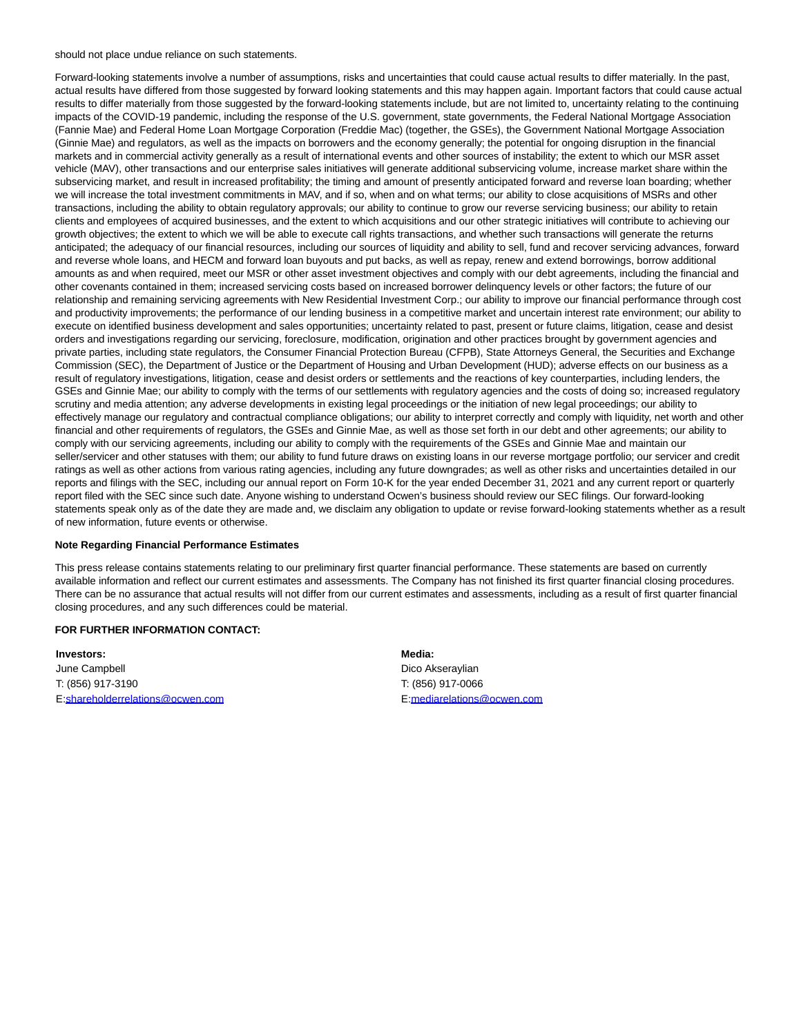should not place undue reliance on such statements.

Forward-looking statements involve a number of assumptions, risks and uncertainties that could cause actual results to differ materially. In the past, actual results have differed from those suggested by forward looking statements and this may happen again. Important factors that could cause actual results to differ materially from those suggested by the forward-looking statements include, but are not limited to, uncertainty relating to the continuing impacts of the COVID-19 pandemic, including the response of the U.S. government, state governments, the Federal National Mortgage Association (Fannie Mae) and Federal Home Loan Mortgage Corporation (Freddie Mac) (together, the GSEs), the Government National Mortgage Association (Ginnie Mae) and regulators, as well as the impacts on borrowers and the economy generally; the potential for ongoing disruption in the financial markets and in commercial activity generally as a result of international events and other sources of instability; the extent to which our MSR asset vehicle (MAV), other transactions and our enterprise sales initiatives will generate additional subservicing volume, increase market share within the subservicing market, and result in increased profitability; the timing and amount of presently anticipated forward and reverse loan boarding; whether we will increase the total investment commitments in MAV, and if so, when and on what terms; our ability to close acquisitions of MSRs and other transactions, including the ability to obtain regulatory approvals; our ability to continue to grow our reverse servicing business; our ability to retain clients and employees of acquired businesses, and the extent to which acquisitions and our other strategic initiatives will contribute to achieving our growth objectives; the extent to which we will be able to execute call rights transactions, and whether such transactions will generate the returns anticipated; the adequacy of our financial resources, including our sources of liquidity and ability to sell, fund and recover servicing advances, forward and reverse whole loans, and HECM and forward loan buyouts and put backs, as well as repay, renew and extend borrowings, borrow additional amounts as and when required, meet our MSR or other asset investment objectives and comply with our debt agreements, including the financial and other covenants contained in them; increased servicing costs based on increased borrower delinquency levels or other factors; the future of our relationship and remaining servicing agreements with New Residential Investment Corp.; our ability to improve our financial performance through cost and productivity improvements; the performance of our lending business in a competitive market and uncertain interest rate environment; our ability to execute on identified business development and sales opportunities; uncertainty related to past, present or future claims, litigation, cease and desist orders and investigations regarding our servicing, foreclosure, modification, origination and other practices brought by government agencies and private parties, including state regulators, the Consumer Financial Protection Bureau (CFPB), State Attorneys General, the Securities and Exchange Commission (SEC), the Department of Justice or the Department of Housing and Urban Development (HUD); adverse effects on our business as a result of regulatory investigations, litigation, cease and desist orders or settlements and the reactions of key counterparties, including lenders, the GSEs and Ginnie Mae; our ability to comply with the terms of our settlements with regulatory agencies and the costs of doing so; increased regulatory scrutiny and media attention; any adverse developments in existing legal proceedings or the initiation of new legal proceedings; our ability to effectively manage our regulatory and contractual compliance obligations; our ability to interpret correctly and comply with liquidity, net worth and other financial and other requirements of regulators, the GSEs and Ginnie Mae, as well as those set forth in our debt and other agreements; our ability to comply with our servicing agreements, including our ability to comply with the requirements of the GSEs and Ginnie Mae and maintain our seller/servicer and other statuses with them; our ability to fund future draws on existing loans in our reverse mortgage portfolio; our servicer and credit ratings as well as other actions from various rating agencies, including any future downgrades; as well as other risks and uncertainties detailed in our reports and filings with the SEC, including our annual report on Form 10-K for the year ended December 31, 2021 and any current report or quarterly report filed with the SEC since such date. Anyone wishing to understand Ocwen's business should review our SEC filings. Our forward-looking statements speak only as of the date they are made and, we disclaim any obligation to update or revise forward-looking statements whether as a result of new information, future events or otherwise.

**Note Regarding Financial Performance Estimates**

This press release contains statements relating to our preliminary first quarter financial performance. These statements are based on currently available information and reflect our current estimates and assessments. The Company has not finished its first quarter financial closing procedures. There can be no assurance that actual results will not differ from our current estimates and assessments, including as a result of first quarter financial closing procedures, and any such differences could be material.

**FOR FURTHER INFORMATION CONTACT:**

**Investors:**
June Campbell
T: (856) 917-3190
E:shareholderrelations@ocwen.com

**Media:**
Dico Akseraylian
T: (856) 917-0066
E:mediarelations@ocwen.com